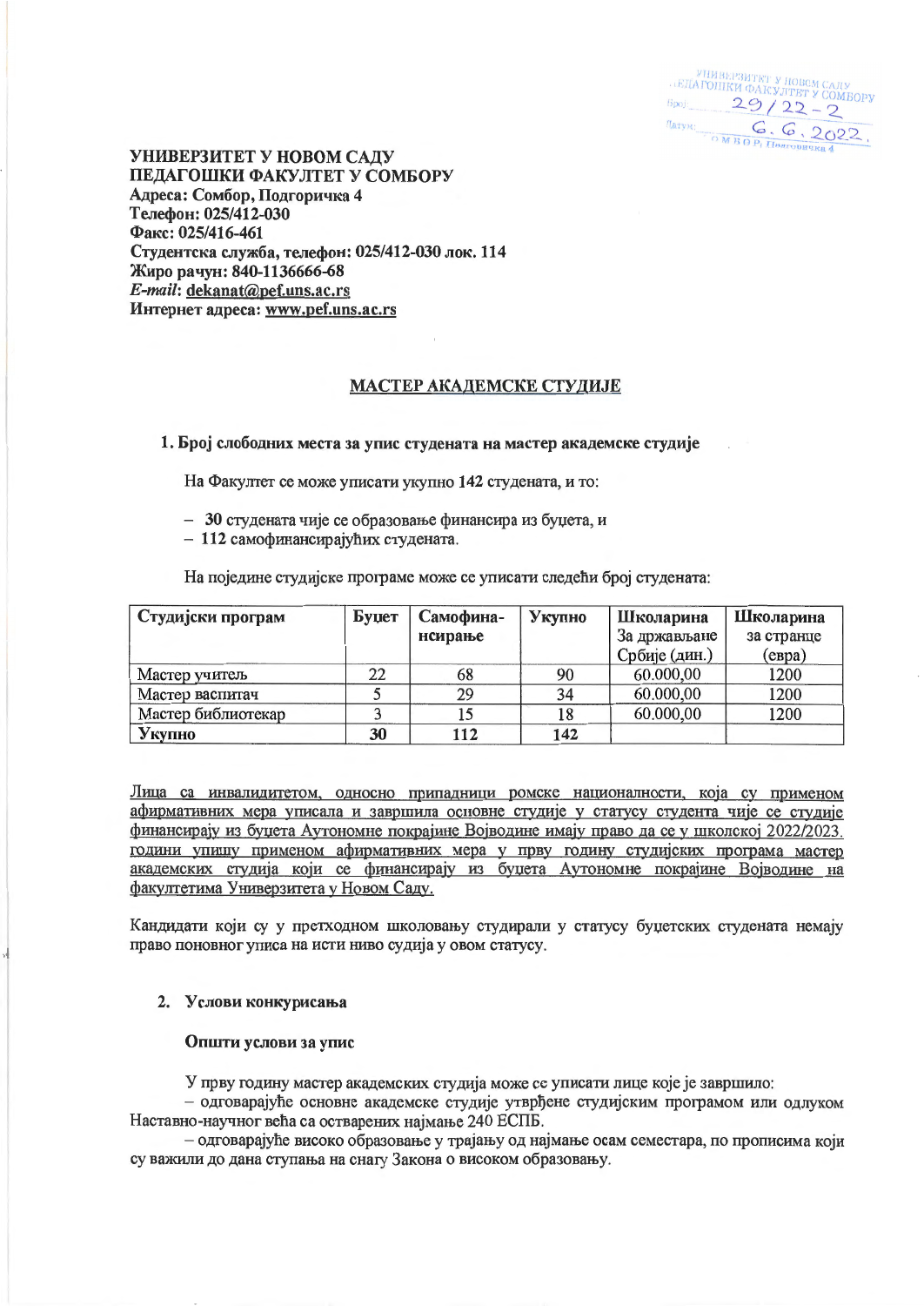УНИВЕРЗИТЕТ У НОВОМ САДУ
Број 29/22-2
Датум: 6. 6. 2022.

**УНИВЕРЗИТЕТ У НОВОМ САДУ**
**ПЕДАГОШКИ ФАКУЛТЕТ У СОМБОРУ**
**Адреса: Сомбор, Подгоричка 4**
**Телефон: 025/412-030**
**Факс: 025/416-461**
**Студентска служба, телефон: 025/412-030 лок. 114**
**Жиро рачун: 840-1136666-68**
***E-mail*: dekanat@pef.uns.ac.rs**
**Интернет адреса: www.pef.uns.ac.rs**

## МАСТЕР АКАДЕМСКЕ СТУДИЈЕ

### 1. Број слободних места за упис студената на мастер академске студије

На Факултет се може уписати укупно **142** студената, и то:

- **30** студената чије се образовање финансира из буџета, и
- **112** самофинансирајућих студената.

На поједине студијске програме може се уписати следећи број студената:

| Студијски програм | Буџет | Самофинансирање | Укупно | Школарина За држављане Србије (дин.) | Школарина за странце (евра) |
|---|---|---|---|---|---|
| Мастер учитељ | 22 | 68 | 90 | 60.000,00 | 1200 |
| Мастер васпитач | 5 | 29 | 34 | 60.000,00 | 1200 |
| Мастер библиотекар | 3 | 15 | 18 | 60.000,00 | 1200 |
| **Укупно** | **30** | **112** | **142** | | |

Лица са инвалидитетом, односно припадници ромске националности, која су применом афирмативних мера уписала и завршила основне студије у статусу студента чије се студије финансирају из буџета Аутономне покрајине Војводине имају право да се у школској 2022/2023. години упишу применом афирмативних мера у прву годину студијских програма мастер академских студија који се финансирају из буџета Аутономне покрајине Војводине на факултетима Универзитета у Новом Саду.

Кандидати који су у претходном школовању студирали у статусу буџетских студената немају право поновног уписа на исти ниво судија у овом статусу.

### 2. Услови конкурисања

**Општи услови за упис**

У прву годину мастер академских студија може се уписати лице које је завршило:

– одговарајуће основне академске студије утврђене студијским програмом или одлуком Наставно-научног већа са остварених најмање 240 ЕСПБ.

– одговарајуће високо образовање у трајању од најмање осам семестара, по прописима који су важили до дана ступања на снагу Закона о високом образовању.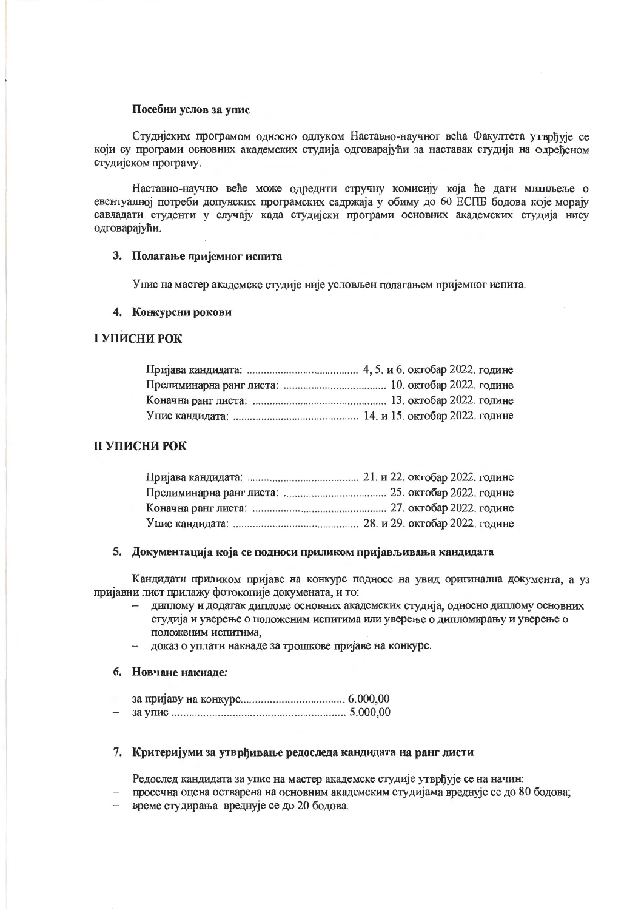#### Посебни услов за упис

Студијским програмом односно одлуком Наставно-научног већа Факултета утврђује се који су програми основних академских студија одговарајући за наставак студија на одређеном студијском програму.

Наставно-научно веће може одредити стручну комисију која ће дати мишљење о евентуалној потреби допунских програмских садржаја у обиму до 60 ЕСПБ бодова које морају савладати студенти у случају када студијски програми основних академских студија нису одговарајући.

### 3. Полагање пријемног испита

Упис на мастер академске студије није условљен полагањем пријемног испита.

### 4. Конкурсни рокови

## I УПИСНИ РОК

Пријава кандидата: ........................................ 4, 5. и 6. октобар 2022. године
Прелиминарна ранг листа: .................................... 10. октобар 2022. године
Коначна ранг листа: ............................................... 13. октобар 2022. године
Упис кандидата: ............................................. 14. и 15. октобар 2022. године

## II УПИСНИ РОК

Пријава кандидата: ........................................ 21. и 22. октобар 2022. године
Прелиминарна ранг листа: .................................... 25. октобар 2022. године
Коначна ранг листа: ............................................... 27. октобар 2022. године
Упис кандидата: ............................................. 28. и 29. октобар 2022. године

### 5. Документација која се подноси приликом пријављивања кандидата

Кандидати приликом пријаве на конкурс подносе на увид оригинална документа, а уз пријавни лист прилажу фотокопије докумената, и то:

- диплому и додатак дипломе основних академских студија, односно диплому основних студија и уверење о положеним испитима или уверење о дипломирању и уверење о положеним испитима,
- доказ о уплати накнаде за трошкове пријаве на конкурс.

### 6. Новчане накнаде:

- за пријаву на конкурс.................................... 6.000,00
- за упис ............................................................ 5.000,00

### 7. Критеријуми за утврђивање редоследа кандидата на ранг листи

Редослед кандидата за упис на мастер академске студије утврђује се на начин:

- просечна оцена остварена на основним академским студијама вреднује се до 80 бодова;
- време студирања вреднује се до 20 бодова.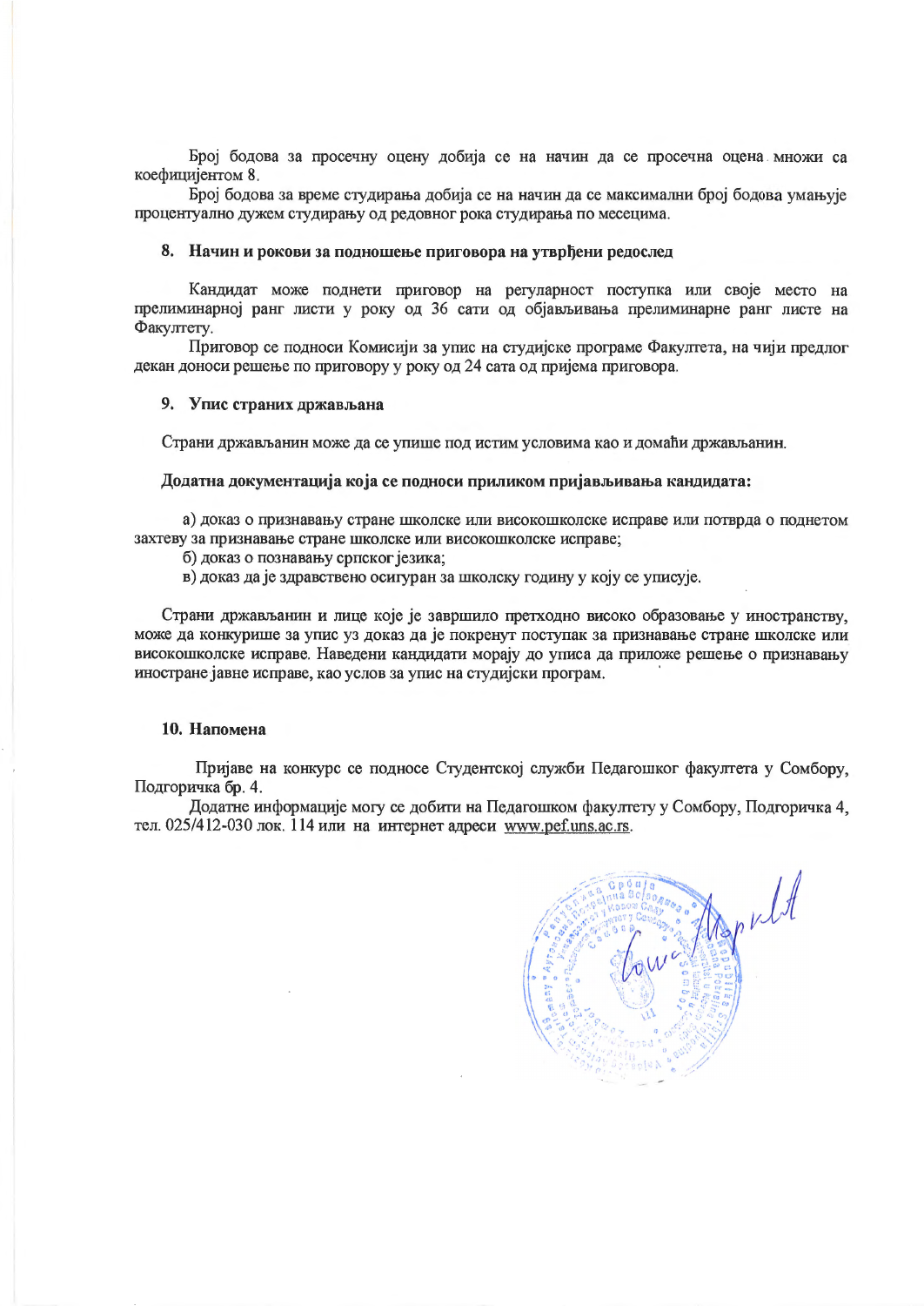Број бодова за просечну оцену добија се на начин да се просечна оцена множи са коефицијентом 8.

Број бодова за време студирања добија се на начин да се максимални број бодова умањује процентуално дужем студирању од редовног рока студирања по месецима.

## 8. Начин и рокови за подношење приговора на утврђени редослед

Кандидат може поднети приговор на регуларност поступка или своје место на прелиминарној ранг листи у року од 36 сати од објављивања прелиминарне ранг листе на Факултету.

Приговор се подноси Комисији за упис на студијске програме Факултета, на чији предлог декан доноси решење по приговору у року од 24 сата од пријема приговора.

## 9. Упис страних држављана

Страни држављанин може да се упише под истим условима као и домаћи држављанин.

**Додатна документација која се подноси приликом пријављивања кандидата:**

а) доказ о признавању стране школске или високошколске исправе или потврда о поднетом захтеву за признавање стране школске или високошколске исправе;

б) доказ о познавању српског језика;

в) доказ да је здравствено осигуран за школску годину у коју се уписује.

Страни држављанин и лице које је завршило претходно високо образовање у иностранству, може да конкурише за упис уз доказ да је покренут поступак за признавање стране школске или високошколске исправе. Наведени кандидати морају до уписа да приложе решење о признавању иностране јавне исправе, као услов за упис на студијски програм.

## 10. Напомена

Пријаве на конкурс се подносе Студентској служби Педагошког факултета у Сомбору, Подгоричка бр. 4.

Додатне информације могу се добити на Педагошком факултету у Сомбору, Подгоричка 4, тел. 025/412-030 лок. 114 или на интернет адреси www.pef.uns.ac.rs.